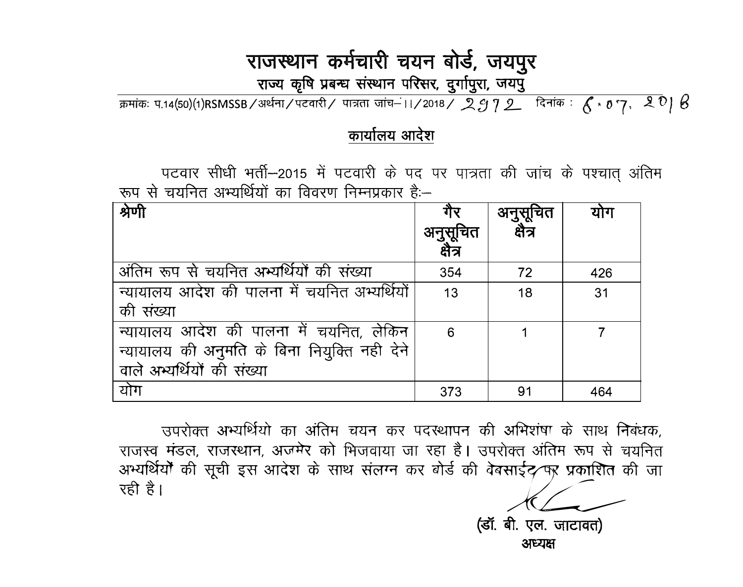# राजस्थान कर्मचारी चयन बोर्ड, जयपुर

**राज्य कृषि प्रबन्ध संस्थान परिसर, दुर्गापुरा, जयपु**

क्रमांकः प.14(50)(1)RSMSSB/अर्थना/पटवारी/ पात्रता जांच–।।/2018/ 2972 दिनांक : 6.07.2018

## कार्यालय आदेश

पटवार सीधी भर्ती–2015 में पटवारी के पद पर पात्रता की जांच के पश्चात् अंतिम रूप से चयनित अभ्यर्थियों का विवरण निम्नप्रकार हैः–

| श्रेणी | गैर अनुसूचित क्षैत्र | अनुसूचित क्षैत्र | योग |
|---|---|---|---|
| अंतिम रूप से चयनित अभ्यर्थियों की संख्या | 354 | 72 | 426 |
| न्यायालय आदेश की पालना में चयनित अभ्यर्थियों की संख्या | 13 | 18 | 31 |
| न्यायालय आदेश की पालना में चयनित, लेकिन न्यायालय की अनुमति के बिना नियुक्ति नही देने वाले अभ्यर्थियों की संख्या | 6 | 1 | 7 |
| योग | 373 | 91 | 464 |

उपरोक्त अभ्यर्थियो का अंतिम चयन कर पदस्थापन की अभिशंषा के साथ निबंधक, राजस्व मंडल, राजस्थान, अजमेर को भिजवाया जा रहा है। उपरोक्त अंतिम रूप से चयनित अभ्यर्थियों की सूची इस आदेश के साथ संलग्न कर बोर्ड की वेबसाईट पर प्रकाशित की जा रही है।

**(डॉ. बी. एल. जाटावत)**
**अध्यक्ष**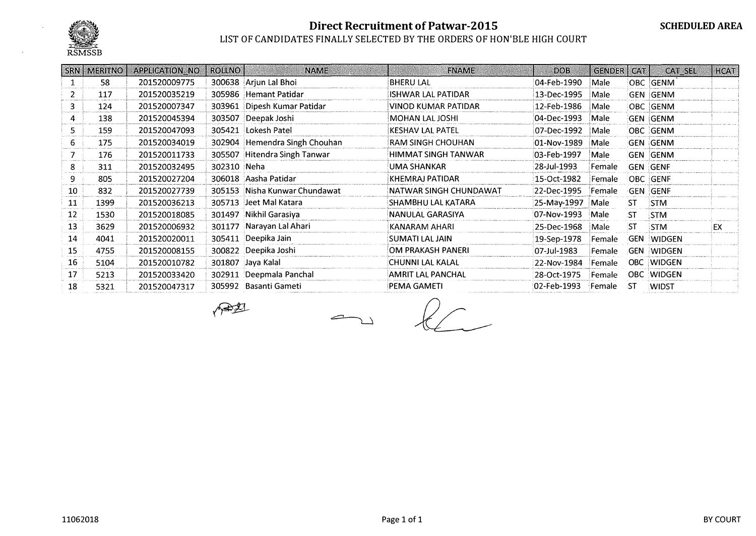RSMSSB

# Direct Recruitment of Patwar-2015

**SCHEDULED AREA**

LIST OF CANDIDATES FINALLY SELECTED BY THE ORDERS OF HON'BLE HIGH COURT

| SRN | MERITNO | APPLICATION_NO | ROLLNO | NAME | FNAME | DOB | GENDER | CAT | CAT_SEL | HCAT |
|---|---|---|---|---|---|---|---|---|---|---|
| 1 | 58 | 201520009775 | 300638 | Arjun Lal Bhoi | BHERU LAL | 04-Feb-1990 | Male | OBC | GENM | |
| 2 | 117 | 201520035219 | 305986 | Hemant Patidar | ISHWAR LAL PATIDAR | 13-Dec-1995 | Male | GEN | GENM | |
| 3 | 124 | 201520007347 | 303961 | Dipesh Kumar Patidar | VINOD KUMAR PATIDAR | 12-Feb-1986 | Male | OBC | GENM | |
| 4 | 138 | 201520045394 | 303507 | Deepak Joshi | MOHAN LAL JOSHI | 04-Dec-1993 | Male | GEN | GENM | |
| 5 | 159 | 201520047093 | 305421 | Lokesh Patel | KESHAV LAL PATEL | 07-Dec-1992 | Male | OBC | GENM | |
| 6 | 175 | 201520034019 | 302904 | Hemendra Singh Chouhan | RAM SINGH CHOUHAN | 01-Nov-1989 | Male | GEN | GENM | |
| 7 | 176 | 201520011733 | 305507 | Hitendra Singh Tanwar | HIMMAT SINGH TANWAR | 03-Feb-1997 | Male | GEN | GENM | |
| 8 | 311 | 201520032495 | 302310 | Neha | UMA SHANKAR | 28-Jul-1993 | Female | GEN | GENF | |
| 9 | 805 | 201520027204 | 306018 | Aasha Patidar | KHEMRAJ PATIDAR | 15-Oct-1982 | Female | OBC | GENF | |
| 10 | 832 | 201520027739 | 305153 | Nisha Kunwar Chundawat | NATWAR SINGH CHUNDAWAT | 22-Dec-1995 | Female | GEN | GENF | |
| 11 | 1399 | 201520036213 | 305713 | Jeet Mal Katara | SHAMBHU LAL KATARA | 25-May-1997 | Male | ST | STM | |
| 12 | 1530 | 201520018085 | 301497 | Nikhil Garasiya | NANULAL GARASIYA | 07-Nov-1993 | Male | ST | STM | |
| 13 | 3629 | 201520006932 | 301177 | Narayan Lal Ahari | KANARAM AHARI | 25-Dec-1968 | Male | ST | STM | EX |
| 14 | 4041 | 201520020011 | 305411 | Deepika Jain | SUMATI LAL JAIN | 19-Sep-1978 | Female | GEN | WIDGEN | |
| 15 | 4755 | 201520008155 | 300822 | Deepika Joshi | OM PRAKASH PANERI | 07-Jul-1983 | Female | GEN | WIDGEN | |
| 16 | 5104 | 201520010782 | 301807 | Jaya Kalal | CHUNNI LAL KALAL | 22-Nov-1984 | Female | OBC | WIDGEN | |
| 17 | 5213 | 201520033420 | 302911 | Deepmala Panchal | AMRIT LAL PANCHAL | 28-Oct-1975 | Female | OBC | WIDGEN | |
| 18 | 5321 | 201520047317 | 305992 | Basanti Gameti | PEMA GAMETI | 02-Feb-1993 | Female | ST | WIDST | |

11062018

BY COURT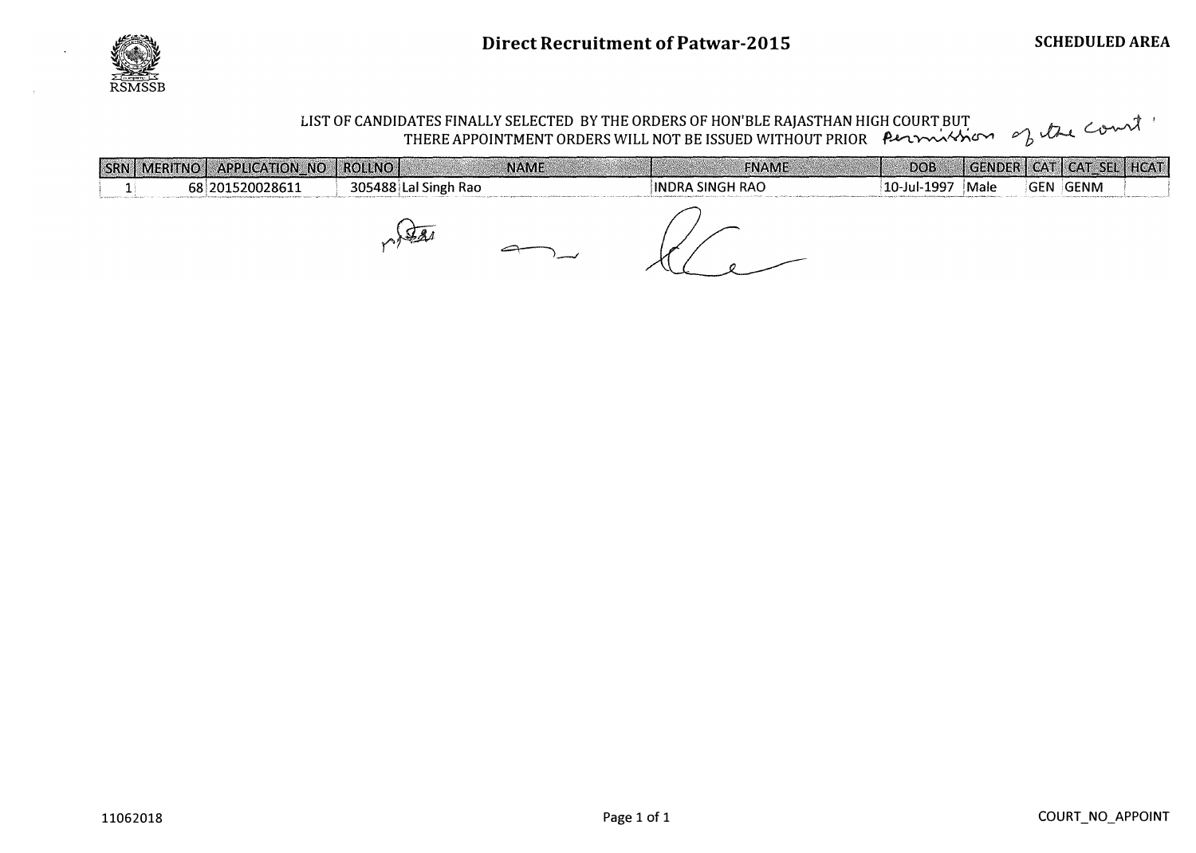# Direct Recruitment of Patwar-2015

**SCHEDULED AREA**

RSMSSB

LIST OF CANDIDATES FINALLY SELECTED BY THE ORDERS OF HON'BLE RAJASTHAN HIGH COURT BUT THERE APPOINTMENT ORDERS WILL NOT BE ISSUED WITHOUT PRIOR Permission of the Court

| SRN | MERITNO | APPLICATION_NO | ROLLNO | NAME | FNAME | DOB | GENDER | CAT | CAT_SEL | HCAT |
|---|---|---|---|---|---|---|---|---|---|---|
| 1 | 68 | 201520028611 | 305488 | Lal Singh Rao | INDRA SINGH RAO | 10-Jul-1997 | Male | GEN | GENM | |

11062018

COURT_NO_APPOINT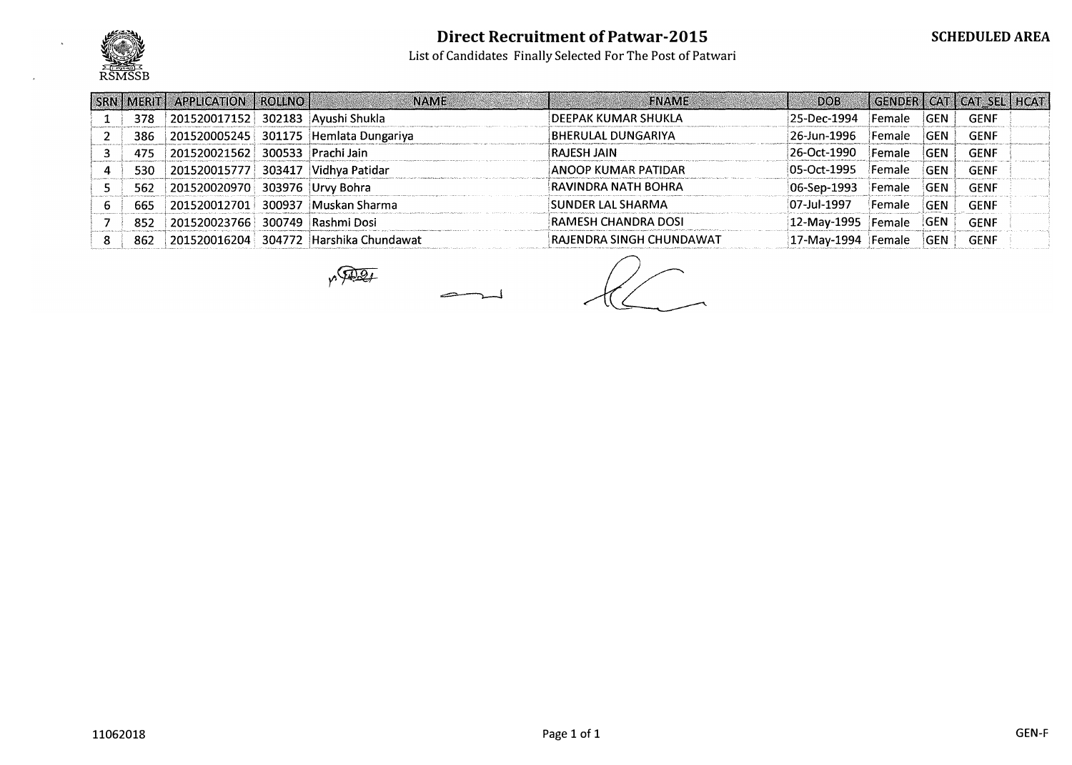RSMSSB

# Direct Recruitment of Patwar-2015

**SCHEDULED AREA**

List of Candidates Finally Selected For The Post of Patwari

| SRN | MERIT | APPLICATION | ROLLNO | NAME | FNAME | DOB | GENDER | CAT | CAT_SEL | HCAT |
|---|---|---|---|---|---|---|---|---|---|---|
| 1 | 378 | 201520017152 | 302183 | Ayushi Shukla | DEEPAK KUMAR SHUKLA | 25-Dec-1994 | Female | GEN | GENF | |
| 2 | 386 | 201520005245 | 301175 | Hemlata Dungariya | BHERULAL DUNGARIYA | 26-Jun-1996 | Female | GEN | GENF | |
| 3 | 475 | 201520021562 | 300533 | Prachi Jain | RAJESH JAIN | 26-Oct-1990 | Female | GEN | GENF | |
| 4 | 530 | 201520015777 | 303417 | Vidhya Patidar | ANOOP KUMAR PATIDAR | 05-Oct-1995 | Female | GEN | GENF | |
| 5 | 562 | 201520020970 | 303976 | Urvy Bohra | RAVINDRA NATH BOHRA | 06-Sep-1993 | Female | GEN | GENF | |
| 6 | 665 | 201520012701 | 300937 | Muskan Sharma | SUNDER LAL SHARMA | 07-Jul-1997 | Female | GEN | GENF | |
| 7 | 852 | 201520023766 | 300749 | Rashmi Dosi | RAMESH CHANDRA DOSI | 12-May-1995 | Female | GEN | GENF | |
| 8 | 862 | 201520016204 | 304772 | Harshika Chundawat | RAJENDRA SINGH CHUNDAWAT | 17-May-1994 | Female | GEN | GENF | |

11062018

GEN-F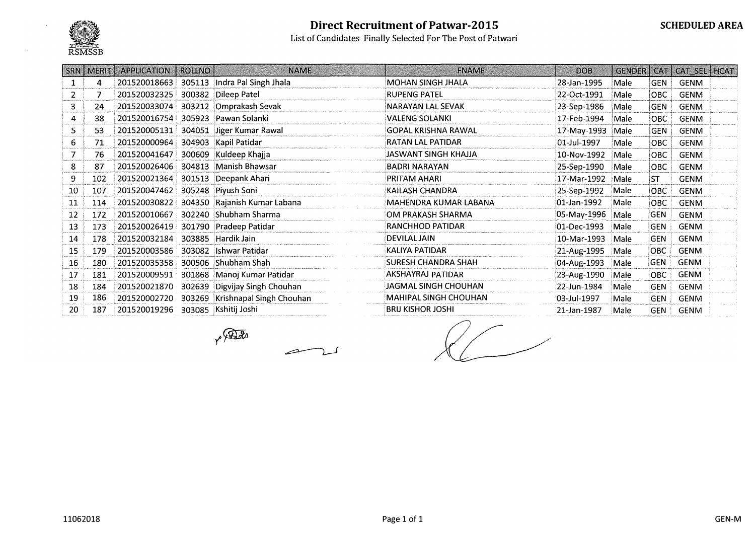# Direct Recruitment of Patwar-2015

**SCHEDULED AREA**

List of Candidates Finally Selected For The Post of Patwari

RSMSSB

| SRN | MERIT | APPLICATION | ROLLNO | NAME | FNAME | DOB | GENDER | CAT | CAT_SEL | HCAT |
|---|---|---|---|---|---|---|---|---|---|---|
| 1 | 4 | 201520018663 | 305113 | Indra Pal Singh Jhala | MOHAN SINGH JHALA | 28-Jan-1995 | Male | GEN | GENM | |
| 2 | 7 | 201520032325 | 300382 | Dileep Patel | RUPENG PATEL | 22-Oct-1991 | Male | OBC | GENM | |
| 3 | 24 | 201520033074 | 303212 | Omprakash Sevak | NARAYAN LAL SEVAK | 23-Sep-1986 | Male | GEN | GENM | |
| 4 | 38 | 201520016754 | 305923 | Pawan Solanki | VALENG SOLANKI | 17-Feb-1994 | Male | OBC | GENM | |
| 5 | 53 | 201520005131 | 304051 | Jiger Kumar Rawal | GOPAL KRISHNA RAWAL | 17-May-1993 | Male | GEN | GENM | |
| 6 | 71 | 201520000964 | 304903 | Kapil Patidar | RATAN LAL PATIDAR | 01-Jul-1997 | Male | OBC | GENM | |
| 7 | 76 | 201520041647 | 300609 | Kuldeep Khajja | JASWANT SINGH KHAJJA | 10-Nov-1992 | Male | OBC | GENM | |
| 8 | 87 | 201520026406 | 304813 | Manish Bhawsar | BADRI NARAYAN | 25-Sep-1990 | Male | OBC | GENM | |
| 9 | 102 | 201520021364 | 301513 | Deepank Ahari | PRITAM AHARI | 17-Mar-1992 | Male | ST | GENM | |
| 10 | 107 | 201520047462 | 305248 | Piyush Soni | KAILASH CHANDRA | 25-Sep-1992 | Male | OBC | GENM | |
| 11 | 114 | 201520030822 | 304350 | Rajanish Kumar Labana | MAHENDRA KUMAR LABANA | 01-Jan-1992 | Male | OBC | GENM | |
| 12 | 172 | 201520010667 | 302240 | Shubham Sharma | OM PRAKASH SHARMA | 05-May-1996 | Male | GEN | GENM | |
| 13 | 173 | 201520026419 | 301790 | Pradeep Patidar | RANCHHOD PATIDAR | 01-Dec-1993 | Male | GEN | GENM | |
| 14 | 178 | 201520032184 | 303885 | Hardik Jain | DEVILAL JAIN | 10-Mar-1993 | Male | GEN | GENM | |
| 15 | 179 | 201520003586 | 303082 | Ishwar Patidar | KALIYA PATIDAR | 21-Aug-1995 | Male | OBC | GENM | |
| 16 | 180 | 201520035358 | 300506 | Shubham Shah | SURESH CHANDRA SHAH | 04-Aug-1993 | Male | GEN | GENM | |
| 17 | 181 | 201520009591 | 301868 | Manoj Kumar Patidar | AKSHAYRAJ PATIDAR | 23-Aug-1990 | Male | OBC | GENM | |
| 18 | 184 | 201520021870 | 302639 | Digvijay Singh Chouhan | JAGMAL SINGH CHOUHAN | 22-Jun-1984 | Male | GEN | GENM | |
| 19 | 186 | 201520002720 | 303269 | Krishnapal Singh Chouhan | MAHIPAL SINGH CHOUHAN | 03-Jul-1997 | Male | GEN | GENM | |
| 20 | 187 | 201520019296 | 303085 | Kshitij Joshi | BRIJ KISHOR JOSHI | 21-Jan-1987 | Male | GEN | GENM | |

11062018

GEN-M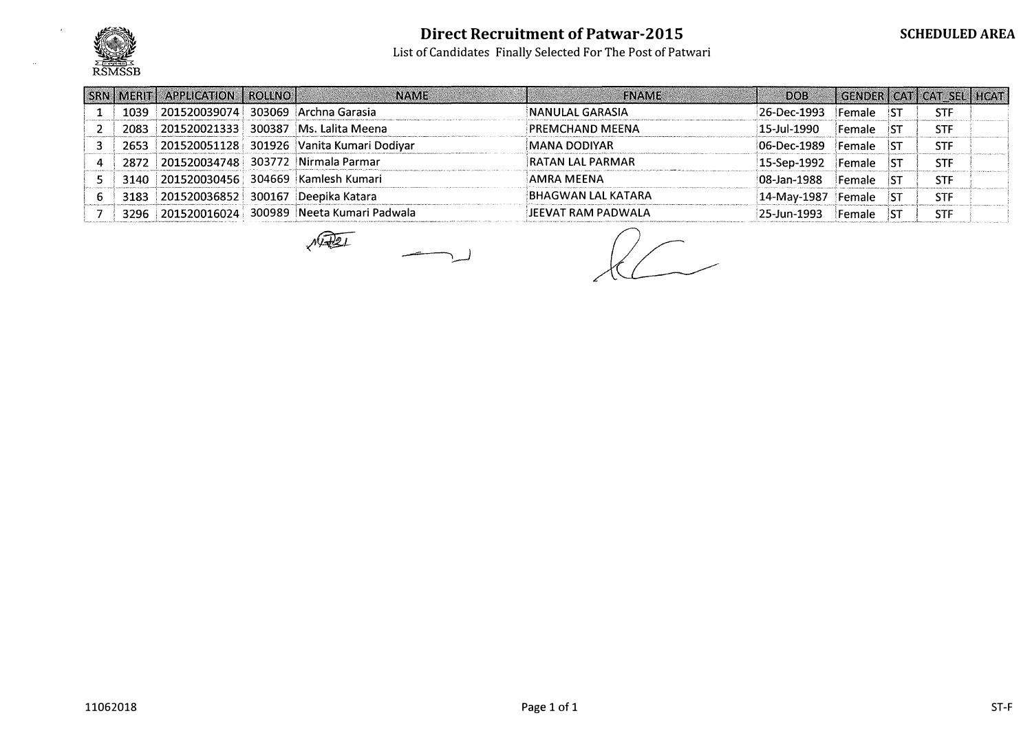# Direct Recruitment of Patwar-2015

**SCHEDULED AREA**

List of Candidates Finally Selected For The Post of Patwari

RSMSSB

| SRN | MERIT | APPLICATION | ROLLNO | NAME | FNAME | DOB | GENDER | CAT | CAT_SEL | HCAT |
|---|---|---|---|---|---|---|---|---|---|---|
| 1 | 1039 | 201520039074 | 303069 | Archna Garasia | NANULAL GARASIA | 26-Dec-1993 | Female | ST | STF | |
| 2 | 2083 | 201520021333 | 300387 | Ms. Lalita Meena | PREMCHAND MEENA | 15-Jul-1990 | Female | ST | STF | |
| 3 | 2653 | 201520051128 | 301926 | Vanita Kumari Dodiyar | MANA DODIYAR | 06-Dec-1989 | Female | ST | STF | |
| 4 | 2872 | 201520034748 | 303772 | Nirmala Parmar | RATAN LAL PARMAR | 15-Sep-1992 | Female | ST | STF | |
| 5 | 3140 | 201520030456 | 304669 | Kamlesh Kumari | AMRA MEENA | 08-Jan-1988 | Female | ST | STF | |
| 6 | 3183 | 201520036852 | 300167 | Deepika Katara | BHAGWAN LAL KATARA | 14-May-1987 | Female | ST | STF | |
| 7 | 3296 | 201520016024 | 300989 | Neeta Kumari Padwala | JEEVAT RAM PADWALA | 25-Jun-1993 | Female | ST | STF | |

11062018

ST-F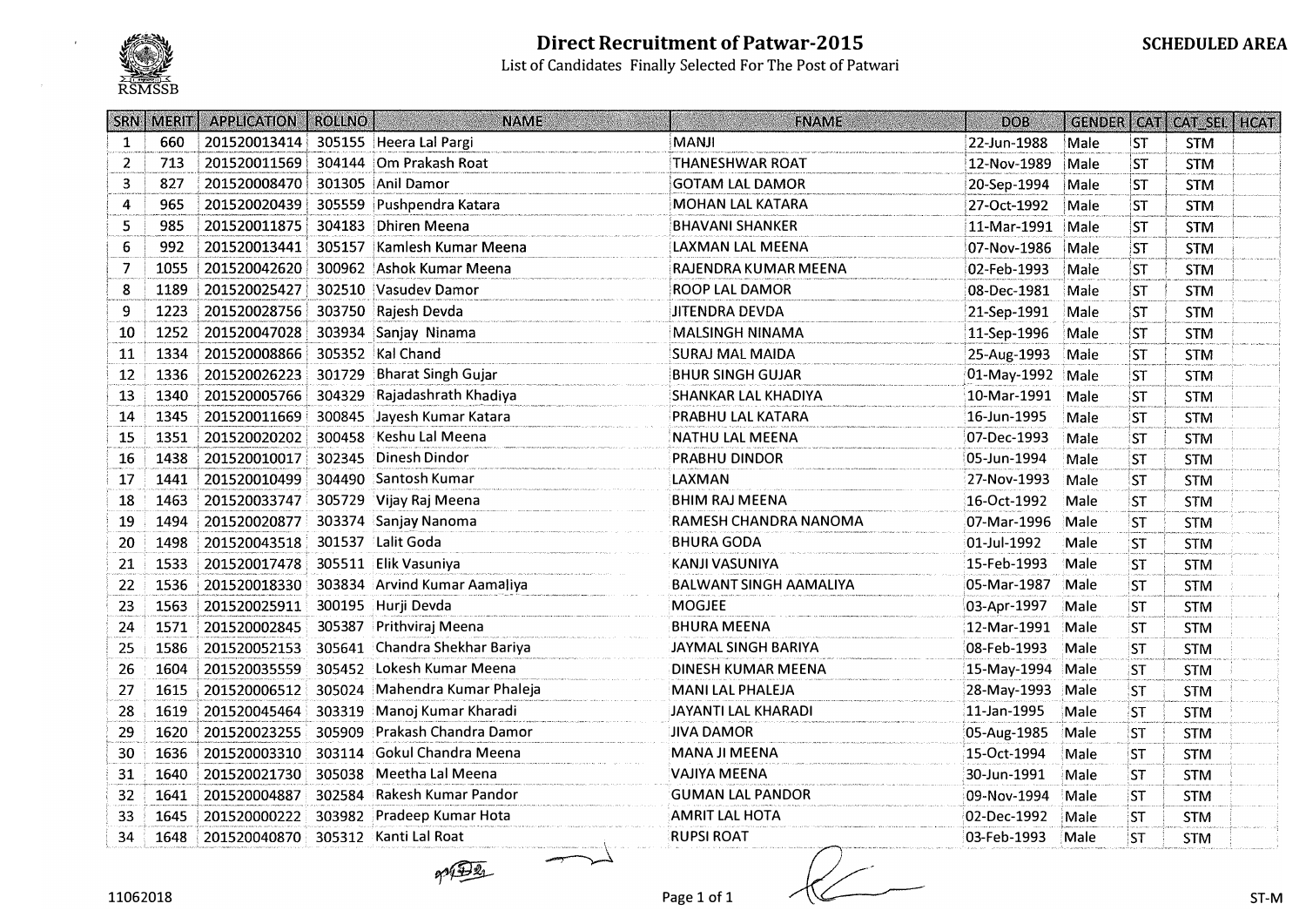RSMSSB

# Direct Recruitment of Patwar-2015

List of Candidates Finally Selected For The Post of Patwari

**SCHEDULED AREA**

| SRN | MERIT | APPLICATION | ROLLNO | NAME | FNAME | DOB | GENDER | CAT | CAT_SEL | HCAT |
|---|---|---|---|---|---|---|---|---|---|---|
| 1 | 660 | 201520013414 | 305155 | Heera Lal Pargi | MANJI | 22-Jun-1988 | Male | ST | STM | |
| 2 | 713 | 201520011569 | 304144 | Om Prakash Roat | THANESHWAR ROAT | 12-Nov-1989 | Male | ST | STM | |
| 3 | 827 | 201520008470 | 301305 | Anil Damor | GOTAM LAL DAMOR | 20-Sep-1994 | Male | ST | STM | |
| 4 | 965 | 201520020439 | 305559 | Pushpendra Katara | MOHAN LAL KATARA | 27-Oct-1992 | Male | ST | STM | |
| 5 | 985 | 201520011875 | 304183 | Dhiren Meena | BHAVANI SHANKER | 11-Mar-1991 | Male | ST | STM | |
| 6 | 992 | 201520013441 | 305157 | Kamlesh Kumar Meena | LAXMAN LAL MEENA | 07-Nov-1986 | Male | ST | STM | |
| 7 | 1055 | 201520042620 | 300962 | Ashok Kumar Meena | RAJENDRA KUMAR MEENA | 02-Feb-1993 | Male | ST | STM | |
| 8 | 1189 | 201520025427 | 302510 | Vasudev Damor | ROOP LAL DAMOR | 08-Dec-1981 | Male | ST | STM | |
| 9 | 1223 | 201520028756 | 303750 | Rajesh Devda | JITENDRA DEVDA | 21-Sep-1991 | Male | ST | STM | |
| 10 | 1252 | 201520047028 | 303934 | Sanjay Ninama | MALSINGH NINAMA | 11-Sep-1996 | Male | ST | STM | |
| 11 | 1334 | 201520008866 | 305352 | Kal Chand | SURAJ MAL MAIDA | 25-Aug-1993 | Male | ST | STM | |
| 12 | 1336 | 201520026223 | 301729 | Bharat Singh Gujar | BHUR SINGH GUJAR | 01-May-1992 | Male | ST | STM | |
| 13 | 1340 | 201520005766 | 304329 | Rajadashrath Khadiya | SHANKAR LAL KHADIYA | 10-Mar-1991 | Male | ST | STM | |
| 14 | 1345 | 201520011669 | 300845 | Jayesh Kumar Katara | PRABHU LAL KATARA | 16-Jun-1995 | Male | ST | STM | |
| 15 | 1351 | 201520020202 | 300458 | Keshu Lal Meena | NATHU LAL MEENA | 07-Dec-1993 | Male | ST | STM | |
| 16 | 1438 | 201520010017 | 302345 | Dinesh Dindor | PRABHU DINDOR | 05-Jun-1994 | Male | ST | STM | |
| 17 | 1441 | 201520010499 | 304490 | Santosh Kumar | LAXMAN | 27-Nov-1993 | Male | ST | STM | |
| 18 | 1463 | 201520033747 | 305729 | Vijay Raj Meena | BHIM RAJ MEENA | 16-Oct-1992 | Male | ST | STM | |
| 19 | 1494 | 201520020877 | 303374 | Sanjay Nanoma | RAMESH CHANDRA NANOMA | 07-Mar-1996 | Male | ST | STM | |
| 20 | 1498 | 201520043518 | 301537 | Lalit Goda | BHURA GODA | 01-Jul-1992 | Male | ST | STM | |
| 21 | 1533 | 201520017478 | 305511 | Elik Vasuniya | KANJI VASUNIYA | 15-Feb-1993 | Male | ST | STM | |
| 22 | 1536 | 201520018330 | 303834 | Arvind Kumar Aamaliya | BALWANT SINGH AAMALIYA | 05-Mar-1987 | Male | ST | STM | |
| 23 | 1563 | 201520025911 | 300195 | Hurji Devda | MOGJEE | 03-Apr-1997 | Male | ST | STM | |
| 24 | 1571 | 201520002845 | 305387 | Prithviraj Meena | BHURA MEENA | 12-Mar-1991 | Male | ST | STM | |
| 25 | 1586 | 201520052153 | 305641 | Chandra Shekhar Bariya | JAYMAL SINGH BARIYA | 08-Feb-1993 | Male | ST | STM | |
| 26 | 1604 | 201520035559 | 305452 | Lokesh Kumar Meena | DINESH KUMAR MEENA | 15-May-1994 | Male | ST | STM | |
| 27 | 1615 | 201520006512 | 305024 | Mahendra Kumar Phaleja | MANI LAL PHALEJA | 28-May-1993 | Male | ST | STM | |
| 28 | 1619 | 201520045464 | 303319 | Manoj Kumar Kharadi | JAYANTI LAL KHARADI | 11-Jan-1995 | Male | ST | STM | |
| 29 | 1620 | 201520023255 | 305909 | Prakash Chandra Damor | JIVA DAMOR | 05-Aug-1985 | Male | ST | STM | |
| 30 | 1636 | 201520003310 | 303114 | Gokul Chandra Meena | MANA JI MEENA | 15-Oct-1994 | Male | ST | STM | |
| 31 | 1640 | 201520021730 | 305038 | Meetha Lal Meena | VAJIYA MEENA | 30-Jun-1991 | Male | ST | STM | |
| 32 | 1641 | 201520004887 | 302584 | Rakesh Kumar Pandor | GUMAN LAL PANDOR | 09-Nov-1994 | Male | ST | STM | |
| 33 | 1645 | 201520000222 | 303982 | Pradeep Kumar Hota | AMRIT LAL HOTA | 02-Dec-1992 | Male | ST | STM | |
| 34 | 1648 | 201520040870 | 305312 | Kanti Lal Roat | RUPSI ROAT | 03-Feb-1993 | Male | ST | STM | |

11062018

ST-M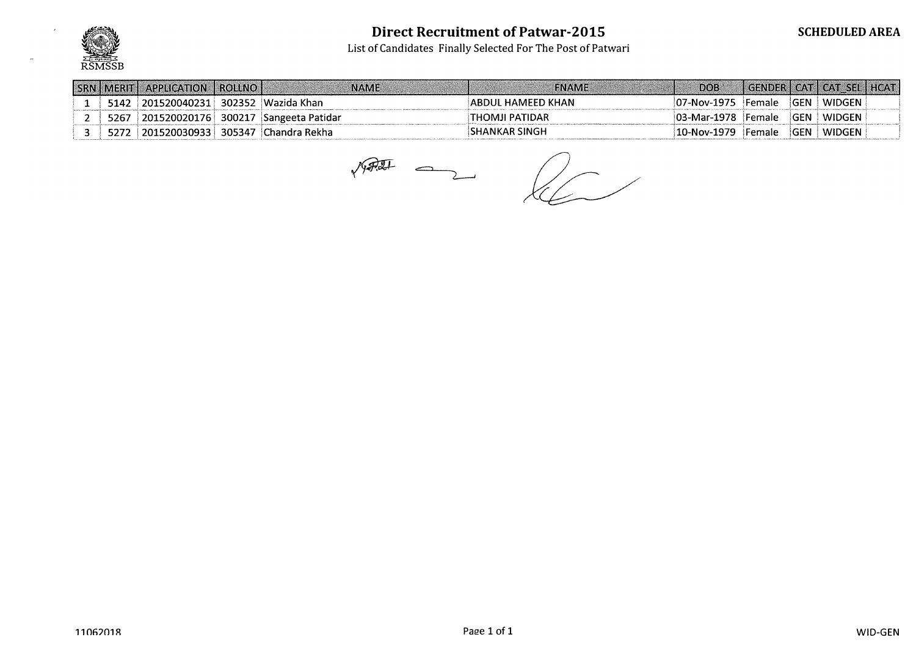RSMSSB

# Direct Recruitment of Patwar-2015

**SCHEDULED AREA**

List of Candidates Finally Selected For The Post of Patwari

| SRN | MERIT | APPLICATION | ROLLNO | NAME | FNAME | DOB | GENDER | CAT | CAT_SEL | HCAT |
|---|---|---|---|---|---|---|---|---|---|---|
| 1 | 5142 | 201520040231 | 302352 | Wazida Khan | ABDUL HAMEED KHAN | 07-Nov-1975 | Female | GEN | WIDGEN | |
| 2 | 5267 | 201520020176 | 300217 | Sangeeta Patidar | THOMJI PATIDAR | 03-Mar-1978 | Female | GEN | WIDGEN | |
| 3 | 5272 | 201520030933 | 305347 | Chandra Rekha | SHANKAR SINGH | 10-Nov-1979 | Female | GEN | WIDGEN | |

11062018

WID-GEN